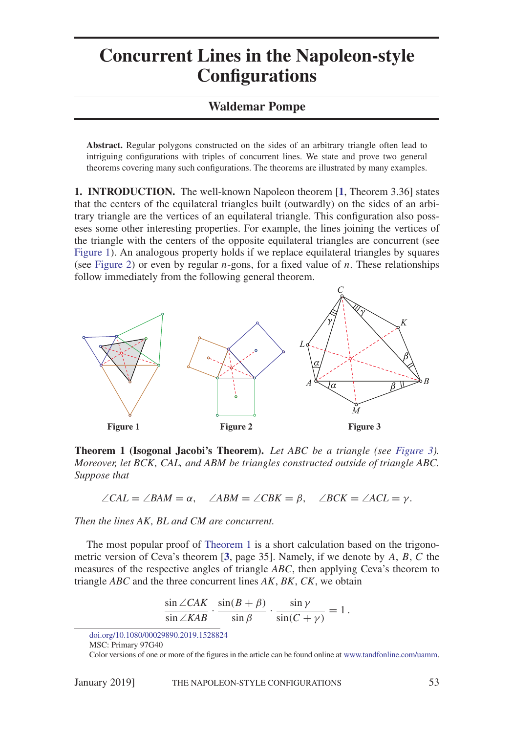# Concurrent Lines in the Napoleon-style Configurations

**Waldemar Pompe**

**Abstract.** Regular polygons constructed on the sides of an arbitrary triangle often lead to intriguing configurations with triples of concurrent lines. We state and prove two general theorems covering many such configurations. The theorems are illustrated by many examples.

**1. INTRODUCTION.** The well-known Napoleon theorem [**1**, Theorem 3.36] states that the centers of the equilateral triangles built (outwardly) on the sides of an arbitrary triangle are the vertices of an equilateral triangle. This configuration also possesses some other interesting properties. For example, the lines joining the vertices of the triangle with the centers of the opposite equilateral triangles are concurrent (see Figure 1). An analogous property holds if we replace equilateral triangles by squares (see Figure 2) or even by regular $n$-gons, for a fixed value of $n$. These relationships follow immediately from the following general theorem.

**Figure 1** **Figure 2** **Figure 3**

**Theorem 1 (Isogonal Jacobi's Theorem).** *Let $ABC$ be a triangle (see Figure 3). Moreover, let $BCK$, $CAL$, and $ABM$ be triangles constructed outside of triangle $ABC$. Suppose that*

$$\angle CAL = \angle BAM = \alpha, \quad \angle ABM = \angle CBK = \beta, \quad \angle BCK = \angle ACL = \gamma.$$

*Then the lines $AK$, $BL$ and $CM$ are concurrent.*

The most popular proof of Theorem 1 is a short calculation based on the trigonometric version of Ceva's theorem [**3**, page 35]. Namely, if we denote by $A$, $B$, $C$ the measures of the respective angles of triangle $ABC$, then applying Ceva's theorem to triangle $ABC$ and the three concurrent lines $AK$, $BK$, $CK$, we obtain

$$\frac{\sin \angle CAK}{\sin \angle KAB} \cdot \frac{\sin(B+\beta)}{\sin \beta} \cdot \frac{\sin \gamma}{\sin(C+\gamma)} = 1\,.$$

doi.org/10.1080/00029890.2019.1528824
MSC: Primary 97G40
Color versions of one or more of the figures in the article can be found online at www.tandfonline.com/uamm.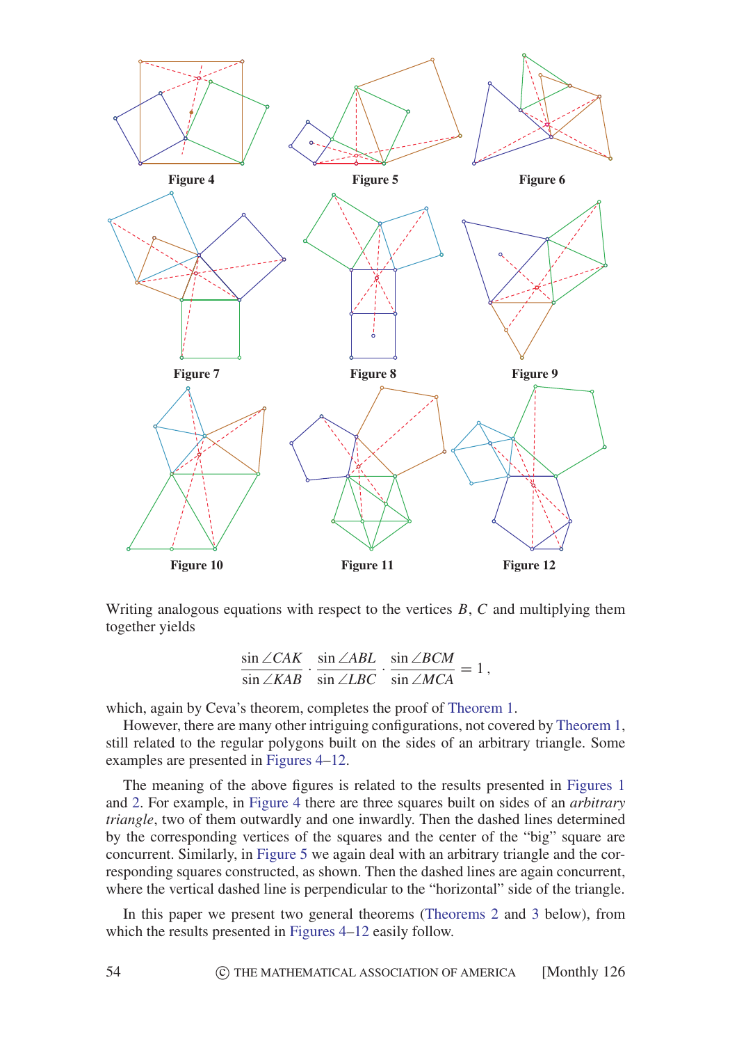Figure 4

Figure 5

Figure 6

Figure 7

Figure 8

Figure 9

Figure 10

Figure 11

Figure 12

Writing analogous equations with respect to the vertices $B$, $C$ and multiplying them together yields

$$\frac{\sin \angle CAK}{\sin \angle KAB} \cdot \frac{\sin \angle ABL}{\sin \angle LBC} \cdot \frac{\sin \angle BCM}{\sin \angle MCA} = 1,$$

which, again by Ceva's theorem, completes the proof of Theorem 1.

However, there are many other intriguing configurations, not covered by Theorem 1, still related to the regular polygons built on the sides of an arbitrary triangle. Some examples are presented in Figures 4–12.

The meaning of the above figures is related to the results presented in Figures 1 and 2. For example, in Figure 4 there are three squares built on sides of an *arbitrary triangle*, two of them outwardly and one inwardly. Then the dashed lines determined by the corresponding vertices of the squares and the center of the "big" square are concurrent. Similarly, in Figure 5 we again deal with an arbitrary triangle and the corresponding squares constructed, as shown. Then the dashed lines are again concurrent, where the vertical dashed line is perpendicular to the "horizontal" side of the triangle.

In this paper we present two general theorems (Theorems 2 and 3 below), from which the results presented in Figures 4–12 easily follow.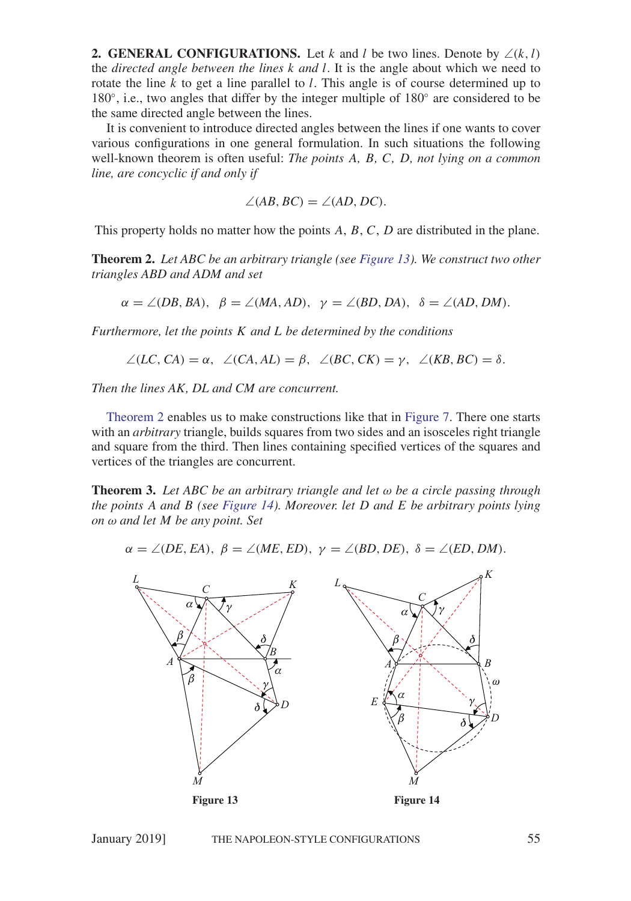**2. GENERAL CONFIGURATIONS.** Let $k$ and $l$ be two lines. Denote by $\angle(k, l)$ the *directed angle between the lines $k$ and $l$*. It is the angle about which we need to rotate the line $k$ to get a line parallel to $l$. This angle is of course determined up to $180°$, i.e., two angles that differ by the integer multiple of $180°$ are considered to be the same directed angle between the lines.

It is convenient to introduce directed angles between the lines if one wants to cover various configurations in one general formulation. In such situations the following well-known theorem is often useful: *The points $A$, $B$, $C$, $D$, not lying on a common line, are concyclic if and only if*

$$\angle(AB, BC) = \angle(AD, DC).$$

This property holds no matter how the points $A$, $B$, $C$, $D$ are distributed in the plane.

**Theorem 2.** *Let $ABC$ be an arbitrary triangle (see Figure 13). We construct two other triangles $ABD$ and $ADM$ and set*

$$\alpha = \angle(DB, BA),\quad \beta = \angle(MA, AD),\quad \gamma = \angle(BD, DA),\quad \delta = \angle(AD, DM).$$

*Furthermore, let the points $K$ and $L$ be determined by the conditions*

$$\angle(LC, CA) = \alpha,\quad \angle(CA, AL) = \beta,\quad \angle(BC, CK) = \gamma,\quad \angle(KB, BC) = \delta.$$

*Then the lines $AK$, $DL$ and $CM$ are concurrent.*

Theorem 2 enables us to make constructions like that in Figure 7. There one starts with an *arbitrary* triangle, builds squares from two sides and an isosceles right triangle and square from the third. Then lines containing specified vertices of the squares and vertices of the triangles are concurrent.

**Theorem 3.** *Let $ABC$ be an arbitrary triangle and let $\omega$ be a circle passing through the points $A$ and $B$ (see Figure 14). Moreover. let $D$ and $E$ be arbitrary points lying on $\omega$ and let $M$ be any point. Set*

$$\alpha = \angle(DE, EA),\quad \beta = \angle(ME, ED),\quad \gamma = \angle(BD, DE),\quad \delta = \angle(ED, DM).$$

**Figure 13**

**Figure 14**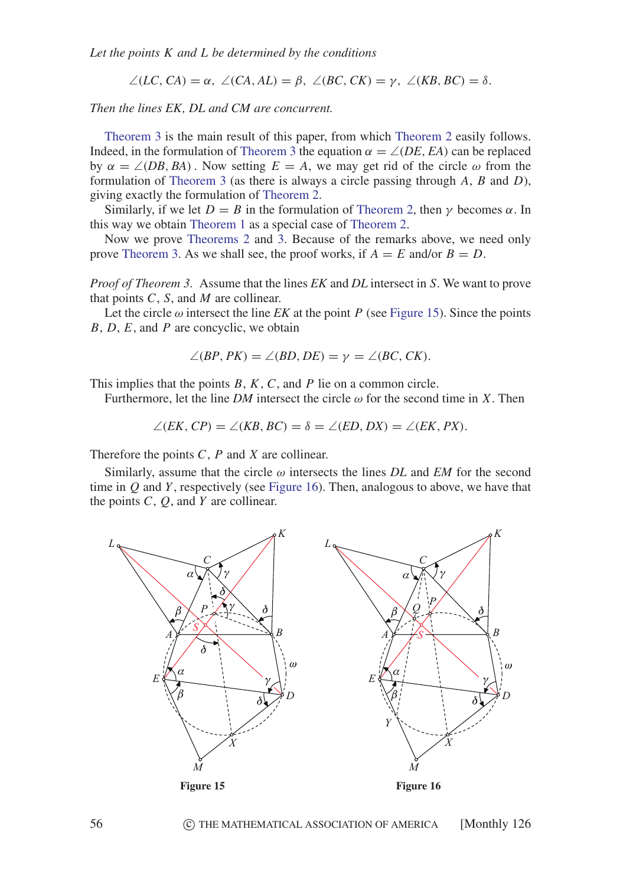*Let the points $K$ and $L$ be determined by the conditions*

$$\angle(LC, CA) = \alpha,\ \angle(CA, AL) = \beta,\ \angle(BC, CK) = \gamma,\ \angle(KB, BC) = \delta.$$

*Then the lines $EK$, $DL$ and $CM$ are concurrent.*

Theorem 3 is the main result of this paper, from which Theorem 2 easily follows. Indeed, in the formulation of Theorem 3 the equation $\alpha = \angle(DE, EA)$ can be replaced by $\alpha = \angle(DB, BA)$. Now setting $E = A$, we may get rid of the circle $\omega$ from the formulation of Theorem 3 (as there is always a circle passing through $A$, $B$ and $D$), giving exactly the formulation of Theorem 2.

Similarly, if we let $D = B$ in the formulation of Theorem 2, then $\gamma$ becomes $\alpha$. In this way we obtain Theorem 1 as a special case of Theorem 2.

Now we prove Theorems 2 and 3. Because of the remarks above, we need only prove Theorem 3. As we shall see, the proof works, if $A = E$ and/or $B = D$.

*Proof of Theorem 3.* Assume that the lines $EK$ and $DL$ intersect in $S$. We want to prove that points $C$, $S$, and $M$ are collinear.

Let the circle $\omega$ intersect the line $EK$ at the point $P$ (see Figure 15). Since the points $B$, $D$, $E$, and $P$ are concyclic, we obtain

$$\angle(BP, PK) = \angle(BD, DE) = \gamma = \angle(BC, CK).$$

This implies that the points $B$, $K$, $C$, and $P$ lie on a common circle.

Furthermore, let the line $DM$ intersect the circle $\omega$ for the second time in $X$. Then

$$\angle(EK, CP) = \angle(KB, BC) = \delta = \angle(ED, DX) = \angle(EK, PX).$$

Therefore the points $C$, $P$ and $X$ are collinear.

Similarly, assume that the circle $\omega$ intersects the lines $DL$ and $EM$ for the second time in $Q$ and $Y$, respectively (see Figure 16). Then, analogous to above, we have that the points $C$, $Q$, and $Y$ are collinear.

**Figure 15**

**Figure 16**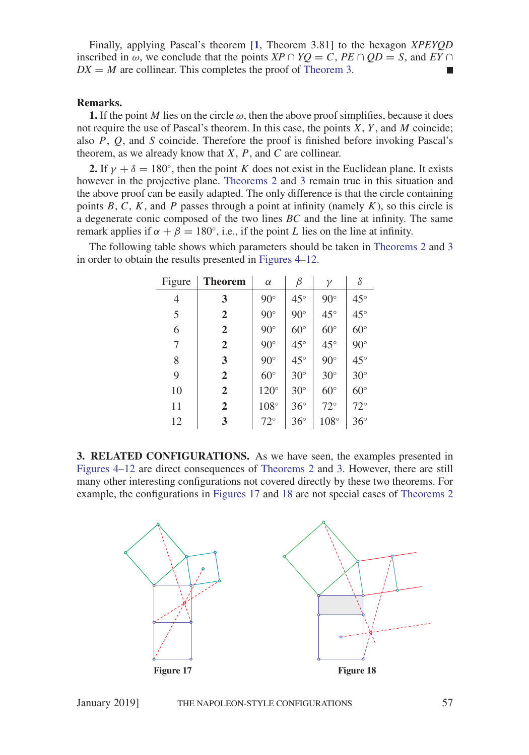Finally, applying Pascal's theorem [1, Theorem 3.81] to the hexagon $XPEYQD$ inscribed in $\omega$, we conclude that the points $XP \cap YQ = C$, $PE \cap QD = S$, and $EY \cap DX = M$ are collinear. This completes the proof of Theorem 3. ■

**Remarks.**

**1.** If the point $M$ lies on the circle $\omega$, then the above proof simplifies, because it does not require the use of Pascal's theorem. In this case, the points $X$, $Y$, and $M$ coincide; also $P$, $Q$, and $S$ coincide. Therefore the proof is finished before invoking Pascal's theorem, as we already know that $X$, $P$, and $C$ are collinear.

**2.** If $\gamma + \delta = 180°$, then the point $K$ does not exist in the Euclidean plane. It exists however in the projective plane. Theorems 2 and 3 remain true in this situation and the above proof can be easily adapted. The only difference is that the circle containing points $B$, $C$, $K$, and $P$ passes through a point at infinity (namely $K$), so this circle is a degenerate conic composed of the two lines $BC$ and the line at infinity. The same remark applies if $\alpha + \beta = 180°$, i.e., if the point $L$ lies on the line at infinity.

The following table shows which parameters should be taken in Theorems 2 and 3 in order to obtain the results presented in Figures 4–12.

| Figure | **Theorem** | $\alpha$ | $\beta$ | $\gamma$ | $\delta$ |
|---|---|---|---|---|---|
| 4 | **3** | 90° | 45° | 90° | 45° |
| 5 | **2** | 90° | 90° | 45° | 45° |
| 6 | **2** | 90° | 60° | 60° | 60° |
| 7 | **2** | 90° | 45° | 45° | 90° |
| 8 | **3** | 90° | 45° | 90° | 45° |
| 9 | **2** | 60° | 30° | 30° | 30° |
| 10 | **2** | 120° | 30° | 60° | 60° |
| 11 | **2** | 108° | 36° | 72° | 72° |
| 12 | **3** | 72° | 36° | 108° | 36° |

## 3. RELATED CONFIGURATIONS.

As we have seen, the examples presented in Figures 4–12 are direct consequences of Theorems 2 and 3. However, there are still many other interesting configurations not covered directly by these two theorems. For example, the configurations in Figures 17 and 18 are not special cases of Theorems 2

**Figure 17**

**Figure 18**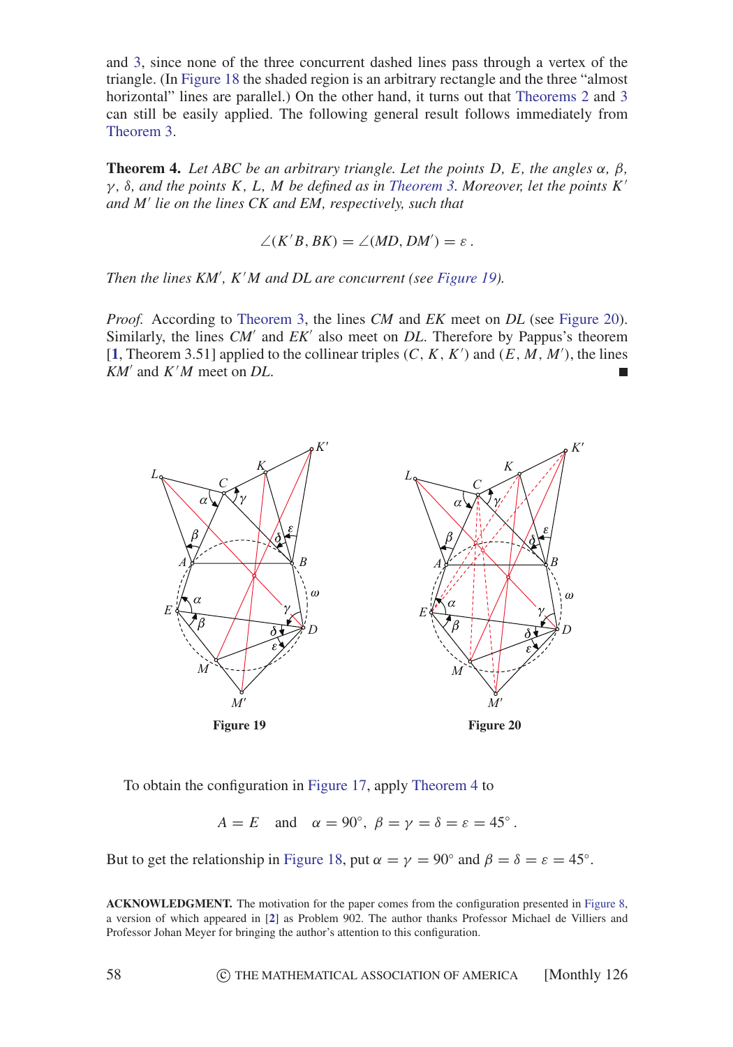and 3, since none of the three concurrent dashed lines pass through a vertex of the triangle. (In Figure 18 the shaded region is an arbitrary rectangle and the three "almost horizontal" lines are parallel.) On the other hand, it turns out that Theorems 2 and 3 can still be easily applied. The following general result follows immediately from Theorem 3.

**Theorem 4.** *Let $ABC$ be an arbitrary triangle. Let the points $D$, $E$, the angles $\alpha$, $\beta$, $\gamma$, $\delta$, and the points $K$, $L$, $M$ be defined as in Theorem 3. Moreover, let the points $K'$ and $M'$ lie on the lines $CK$ and $EM$, respectively, such that*

$$\angle(K'B, BK) = \angle(MD, DM') = \varepsilon\,.$$

*Then the lines $KM'$, $K'M$ and $DL$ are concurrent (see Figure 19).*

*Proof.* According to Theorem 3, the lines $CM$ and $EK$ meet on $DL$ (see Figure 20). Similarly, the lines $CM'$ and $EK'$ also meet on $DL$. Therefore by Pappus's theorem [1, Theorem 3.51] applied to the collinear triples $(C, K, K')$ and $(E, M, M')$, the lines $KM'$ and $K'M$ meet on $DL$. ■

Figure 19

Figure 20

To obtain the configuration in Figure 17, apply Theorem 4 to

$$A = E \quad \text{and} \quad \alpha = 90^\circ,\ \beta = \gamma = \delta = \varepsilon = 45^\circ\,.$$

But to get the relationship in Figure 18, put $\alpha = \gamma = 90^\circ$ and $\beta = \delta = \varepsilon = 45^\circ$.

**ACKNOWLEDGMENT.** The motivation for the paper comes from the configuration presented in Figure 8, a version of which appeared in [2] as Problem 902. The author thanks Professor Michael de Villiers and Professor Johan Meyer for bringing the author's attention to this configuration.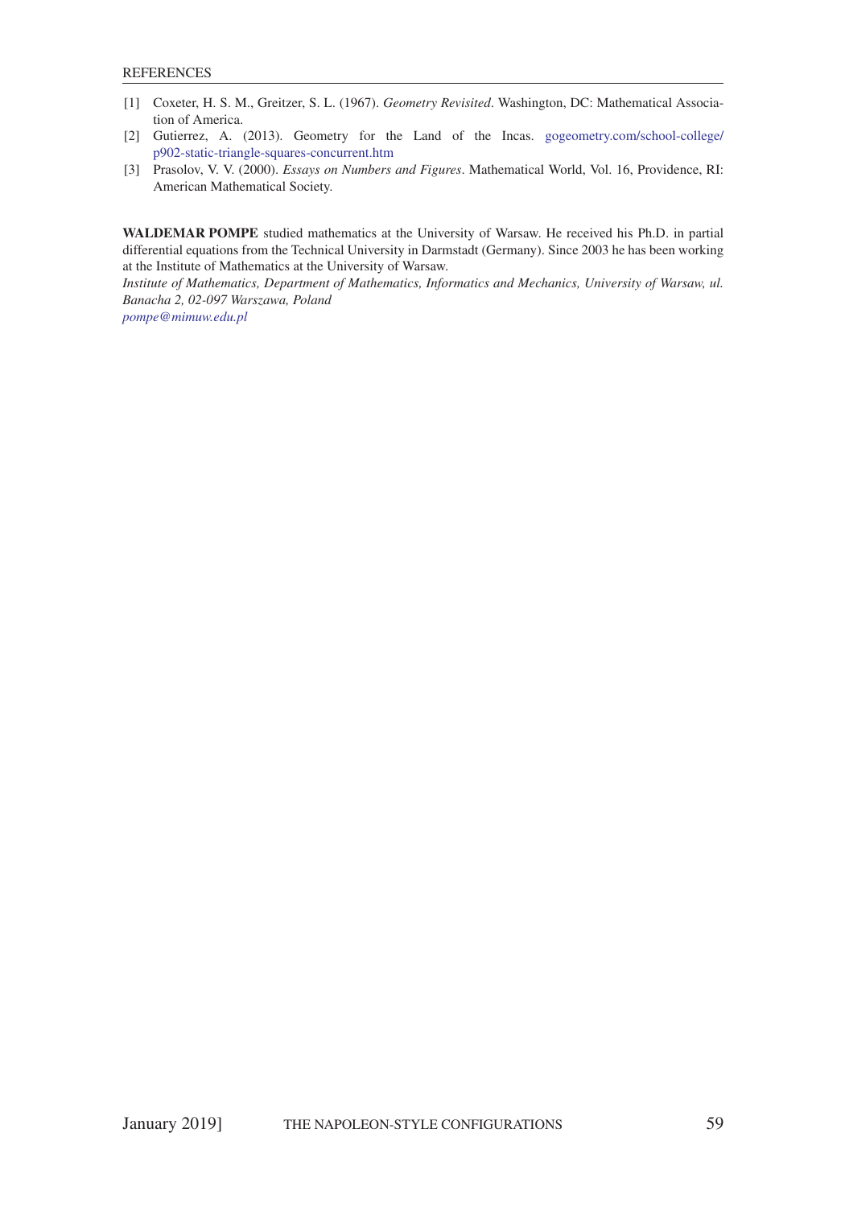## REFERENCES

[1] Coxeter, H. S. M., Greitzer, S. L. (1967). *Geometry Revisited*. Washington, DC: Mathematical Association of America.

[2] Gutierrez, A. (2013). Geometry for the Land of the Incas. gogeometry.com/school-college/p902-static-triangle-squares-concurrent.htm

[3] Prasolov, V. V. (2000). *Essays on Numbers and Figures*. Mathematical World, Vol. 16, Providence, RI: American Mathematical Society.

**WALDEMAR POMPE** studied mathematics at the University of Warsaw. He received his Ph.D. in partial differential equations from the Technical University in Darmstadt (Germany). Since 2003 he has been working at the Institute of Mathematics at the University of Warsaw.

*Institute of Mathematics, Department of Mathematics, Informatics and Mechanics, University of Warsaw, ul. Banacha 2, 02-097 Warszawa, Poland*

*pompe@mimuw.edu.pl*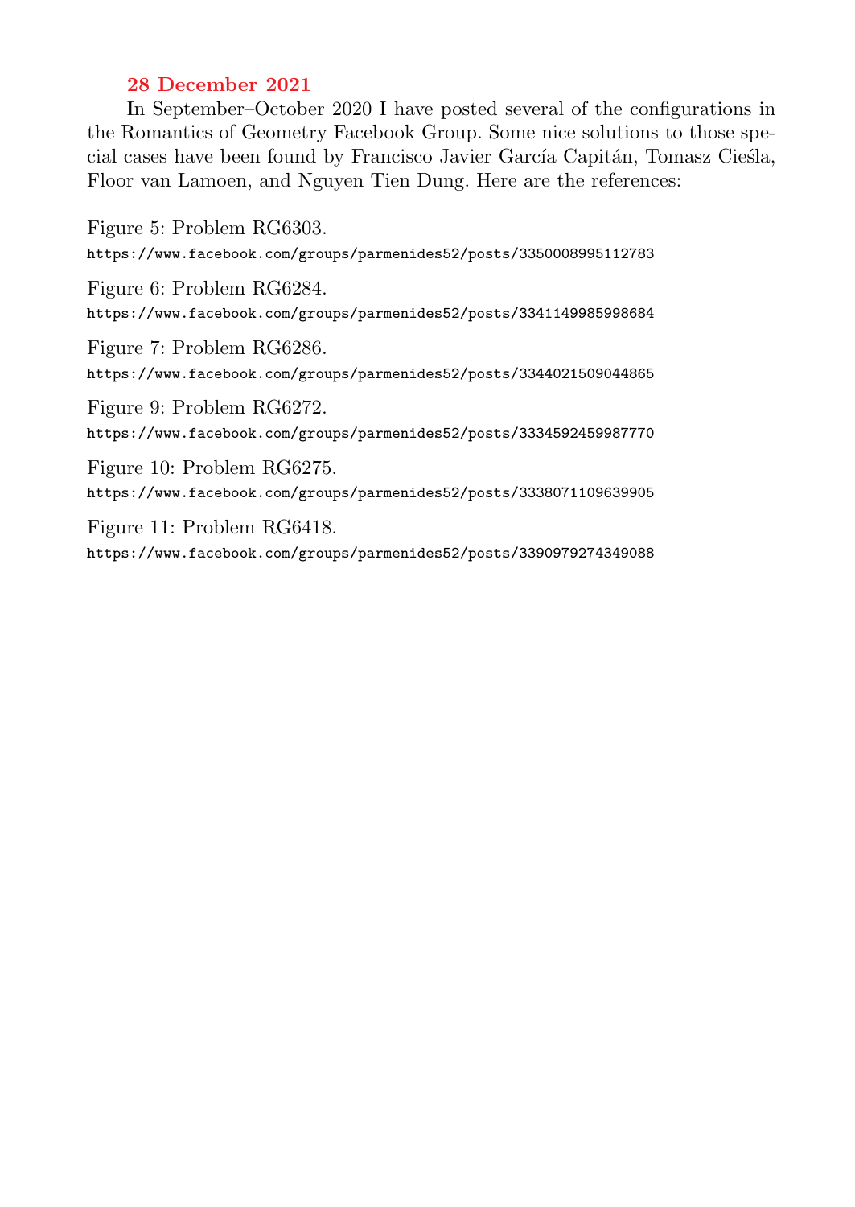**28 December 2021**

In September–October 2020 I have posted several of the configurations in the Romantics of Geometry Facebook Group. Some nice solutions to those special cases have been found by Francisco Javier García Capitán, Tomasz Cieśla, Floor van Lamoen, and Nguyen Tien Dung. Here are the references:

Figure 5: Problem RG6303.
https://www.facebook.com/groups/parmenides52/posts/3350008995112783

Figure 6: Problem RG6284.
https://www.facebook.com/groups/parmenides52/posts/3341149985998684

Figure 7: Problem RG6286.
https://www.facebook.com/groups/parmenides52/posts/3344021509044865

Figure 9: Problem RG6272.
https://www.facebook.com/groups/parmenides52/posts/3334592459987770

Figure 10: Problem RG6275.
https://www.facebook.com/groups/parmenides52/posts/3338071109639905

Figure 11: Problem RG6418.
https://www.facebook.com/groups/parmenides52/posts/3390979274349088